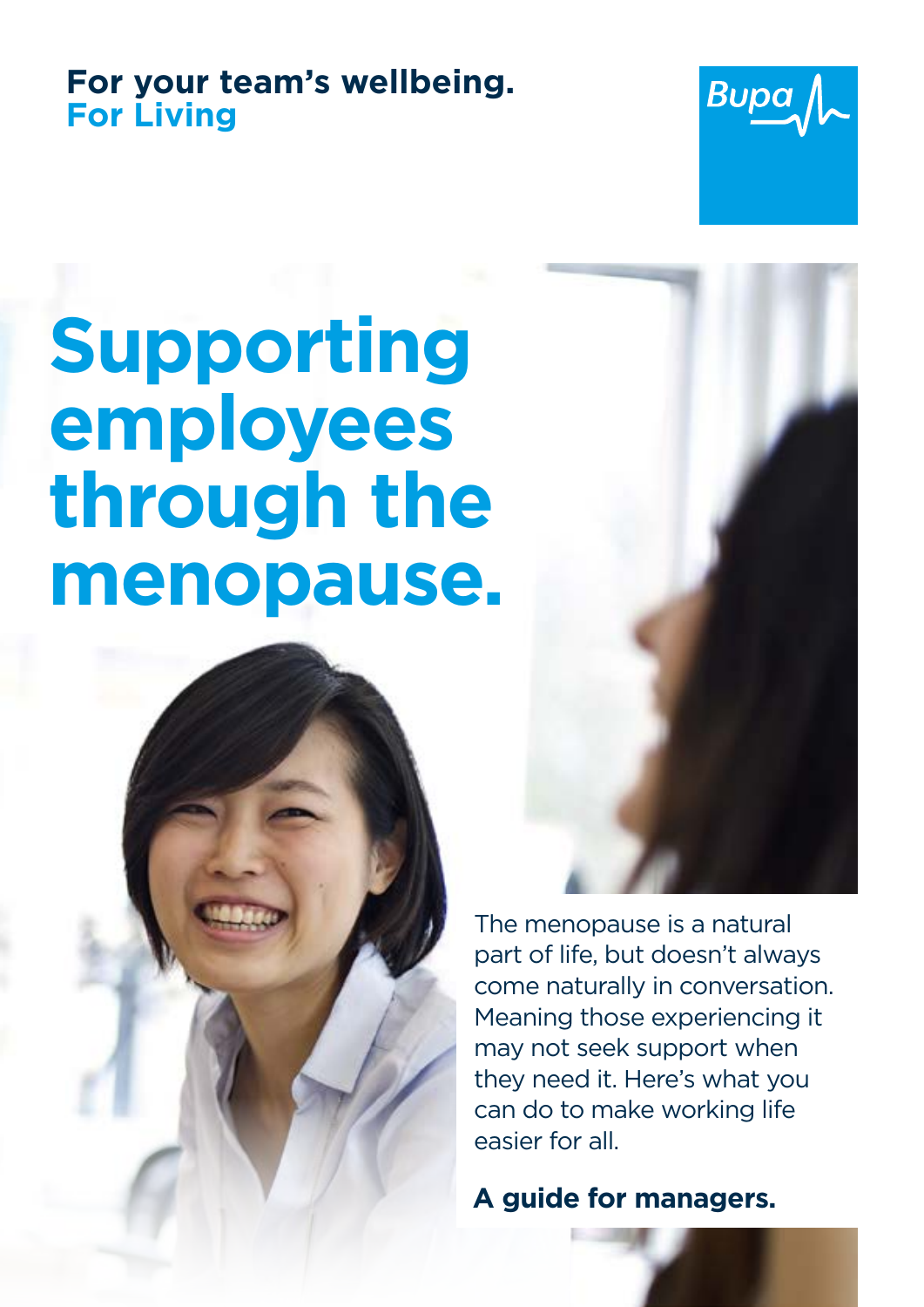**For your team's wellbeing.**
**For Living**

Bupa

# Supporting employees through the menopause.

The menopause is a natural part of life, but doesn't always come naturally in conversation. Meaning those experiencing it may not seek support when they need it. Here's what you can do to make working life easier for all.

**A guide for managers.**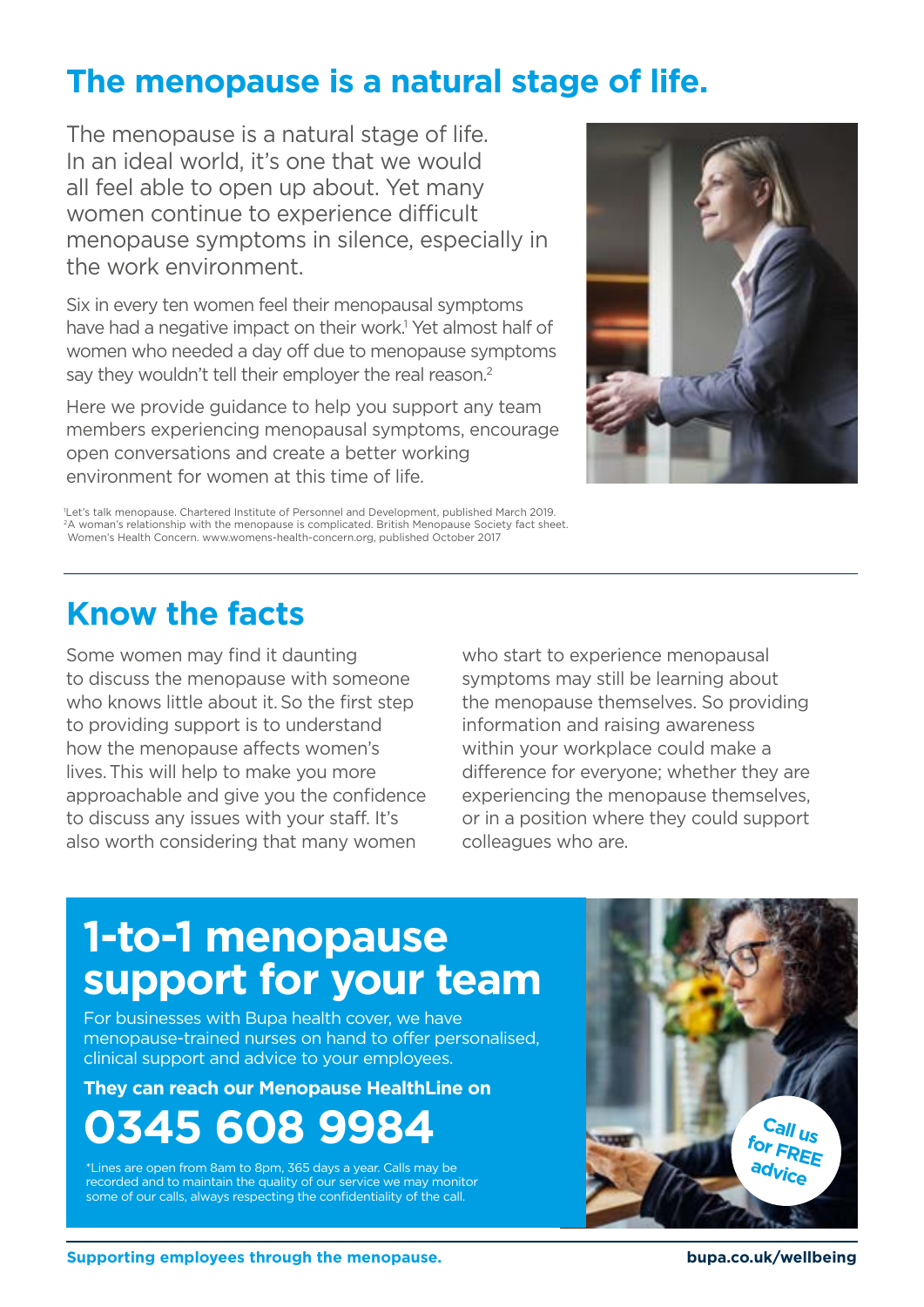# The menopause is a natural stage of life.

The menopause is a natural stage of life. In an ideal world, it's one that we would all feel able to open up about. Yet many women continue to experience difficult menopause symptoms in silence, especially in the work environment.

Six in every ten women feel their menopausal symptoms have had a negative impact on their work.[1] Yet almost half of women who needed a day off due to menopause symptoms say they wouldn't tell their employer the real reason.[2]

Here we provide guidance to help you support any team members experiencing menopausal symptoms, encourage open conversations and create a better working environment for women at this time of life.

[1]Let's talk menopause. Chartered Institute of Personnel and Development, published March 2019.
[2]A woman's relationship with the menopause is complicated. British Menopause Society fact sheet. Women's Health Concern. www.womens-health-concern.org, published October 2017

## Know the facts

Some women may find it daunting to discuss the menopause with someone who knows little about it. So the first step to providing support is to understand how the menopause affects women's lives. This will help to make you more approachable and give you the confidence to discuss any issues with your staff. It's also worth considering that many women who start to experience menopausal symptoms may still be learning about the menopause themselves. So providing information and raising awareness within your workplace could make a difference for everyone; whether they are experiencing the menopause themselves, or in a position where they could support colleagues who are.

## 1-to-1 menopause support for your team

For businesses with Bupa health cover, we have menopause-trained nurses on hand to offer personalised, clinical support and advice to your employees.

**They can reach our Menopause HealthLine on**

# 0345 608 9984

*Lines are open from 8am to 8pm, 365 days a year. Calls may be recorded and to maintain the quality of our service we may monitor some of our calls, always respecting the confidentiality of the call.

Call us for FREE advice

**Supporting employees through the menopause.** **bupa.co.uk/wellbeing**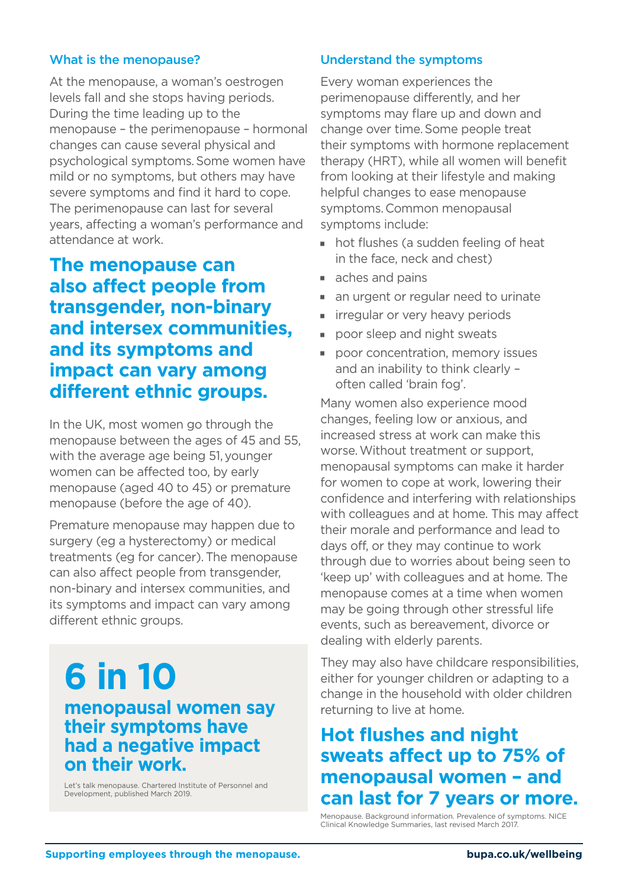## What is the menopause?

At the menopause, a woman's oestrogen levels fall and she stops having periods. During the time leading up to the menopause – the perimenopause – hormonal changes can cause several physical and psychological symptoms. Some women have mild or no symptoms, but others may have severe symptoms and find it hard to cope. The perimenopause can last for several years, affecting a woman's performance and attendance at work.

**The menopause can also affect people from transgender, non-binary and intersex communities, and its symptoms and impact can vary among different ethnic groups.**

In the UK, most women go through the menopause between the ages of 45 and 55, with the average age being 51, younger women can be affected too, by early menopause (aged 40 to 45) or premature menopause (before the age of 40).

Premature menopause may happen due to surgery (eg a hysterectomy) or medical treatments (eg for cancer). The menopause can also affect people from transgender, non-binary and intersex communities, and its symptoms and impact can vary among different ethnic groups.

**6 in 10**

**menopausal women say their symptoms have had a negative impact on their work.**

Let's talk menopause. Chartered Institute of Personnel and Development, published March 2019.

## Understand the symptoms

Every woman experiences the perimenopause differently, and her symptoms may flare up and down and change over time. Some people treat their symptoms with hormone replacement therapy (HRT), while all women will benefit from looking at their lifestyle and making helpful changes to ease menopause symptoms. Common menopausal symptoms include:

- hot flushes (a sudden feeling of heat in the face, neck and chest)
- aches and pains
- an urgent or regular need to urinate
- irregular or very heavy periods
- poor sleep and night sweats
- poor concentration, memory issues and an inability to think clearly – often called 'brain fog'.

Many women also experience mood changes, feeling low or anxious, and increased stress at work can make this worse. Without treatment or support, menopausal symptoms can make it harder for women to cope at work, lowering their confidence and interfering with relationships with colleagues and at home. This may affect their morale and performance and lead to days off, or they may continue to work through due to worries about being seen to 'keep up' with colleagues and at home. The menopause comes at a time when women may be going through other stressful life events, such as bereavement, divorce or dealing with elderly parents.

They may also have childcare responsibilities, either for younger children or adapting to a change in the household with older children returning to live at home.

**Hot flushes and night sweats affect up to 75% of menopausal women – and can last for 7 years or more.**

Menopause. Background information. Prevalence of symptoms. NICE Clinical Knowledge Summaries, last revised March 2017.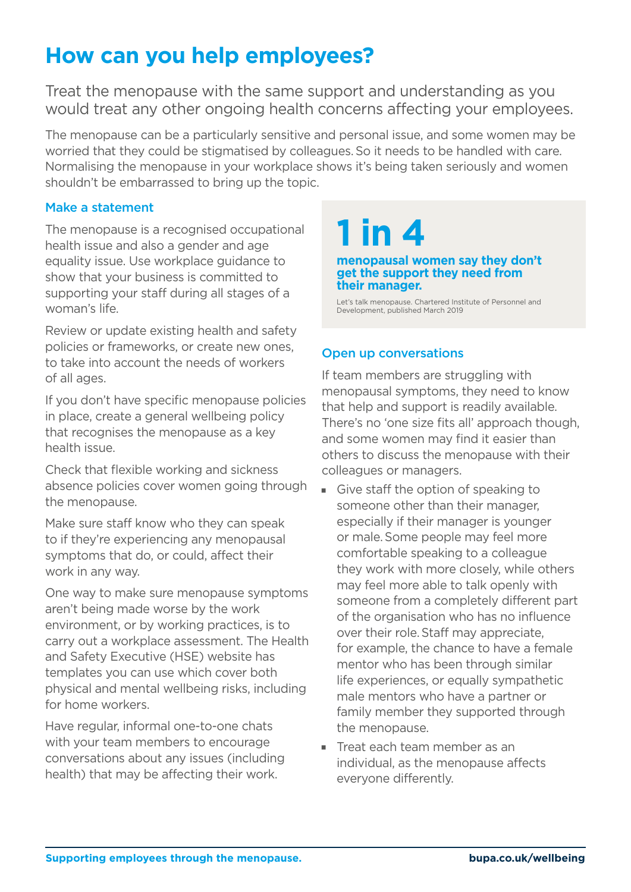# How can you help employees?

Treat the menopause with the same support and understanding as you would treat any other ongoing health concerns affecting your employees.

The menopause can be a particularly sensitive and personal issue, and some women may be worried that they could be stigmatised by colleagues. So it needs to be handled with care. Normalising the menopause in your workplace shows it's being taken seriously and women shouldn't be embarrassed to bring up the topic.

### Make a statement

The menopause is a recognised occupational health issue and also a gender and age equality issue. Use workplace guidance to show that your business is committed to supporting your staff during all stages of a woman's life.

Review or update existing health and safety policies or frameworks, or create new ones, to take into account the needs of workers of all ages.

If you don't have specific menopause policies in place, create a general wellbeing policy that recognises the menopause as a key health issue.

Check that flexible working and sickness absence policies cover women going through the menopause.

Make sure staff know who they can speak to if they're experiencing any menopausal symptoms that do, or could, affect their work in any way.

One way to make sure menopause symptoms aren't being made worse by the work environment, or by working practices, is to carry out a workplace assessment. The Health and Safety Executive (HSE) website has templates you can use which cover both physical and mental wellbeing risks, including for home workers.

Have regular, informal one-to-one chats with your team members to encourage conversations about any issues (including health) that may be affecting their work.

## 1 in 4

**menopausal women say they don't get the support they need from their manager.**

Let's talk menopause. Chartered Institute of Personnel and Development, published March 2019

### Open up conversations

If team members are struggling with menopausal symptoms, they need to know that help and support is readily available. There's no 'one size fits all' approach though, and some women may find it easier than others to discuss the menopause with their colleagues or managers.

- Give staff the option of speaking to someone other than their manager, especially if their manager is younger or male. Some people may feel more comfortable speaking to a colleague they work with more closely, while others may feel more able to talk openly with someone from a completely different part of the organisation who has no influence over their role. Staff may appreciate, for example, the chance to have a female mentor who has been through similar life experiences, or equally sympathetic male mentors who have a partner or family member they supported through the menopause.
- Treat each team member as an individual, as the menopause affects everyone differently.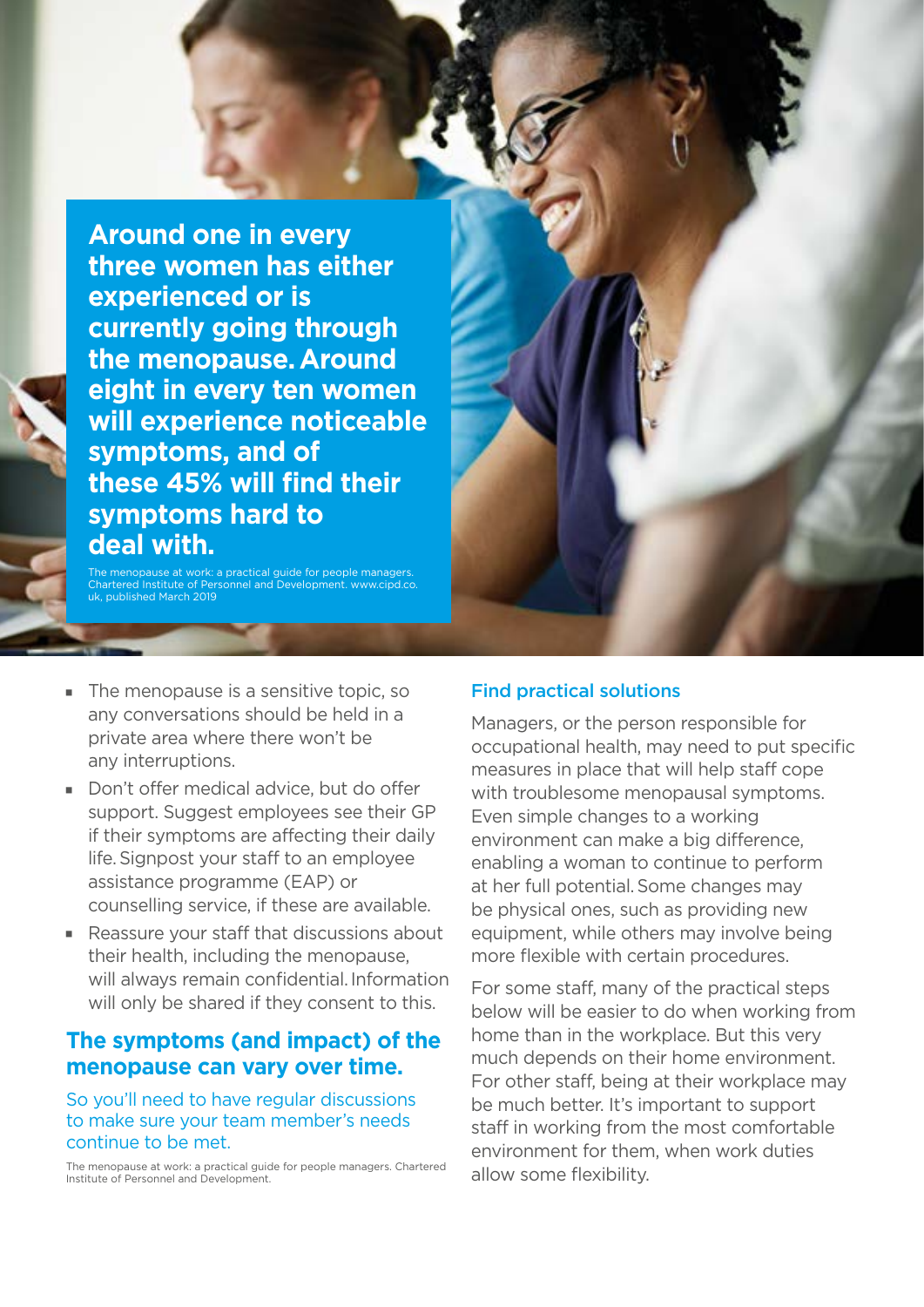**Around one in every three women has either experienced or is currently going through the menopause. Around eight in every ten women will experience noticeable symptoms, and of these 45% will find their symptoms hard to deal with.**

The menopause at work: a practical guide for people managers. Chartered Institute of Personnel and Development. www.cipd.co.uk, published March 2019

- The menopause is a sensitive topic, so any conversations should be held in a private area where there won't be any interruptions.
- Don't offer medical advice, but do offer support. Suggest employees see their GP if their symptoms are affecting their daily life. Signpost your staff to an employee assistance programme (EAP) or counselling service, if these are available.
- Reassure your staff that discussions about their health, including the menopause, will always remain confidential. Information will only be shared if they consent to this.

**The symptoms (and impact) of the menopause can vary over time.**

So you'll need to have regular discussions to make sure your team member's needs continue to be met.

The menopause at work: a practical guide for people managers. Chartered Institute of Personnel and Development.

## Find practical solutions

Managers, or the person responsible for occupational health, may need to put specific measures in place that will help staff cope with troublesome menopausal symptoms. Even simple changes to a working environment can make a big difference, enabling a woman to continue to perform at her full potential. Some changes may be physical ones, such as providing new equipment, while others may involve being more flexible with certain procedures.

For some staff, many of the practical steps below will be easier to do when working from home than in the workplace. But this very much depends on their home environment. For other staff, being at their workplace may be much better. It's important to support staff in working from the most comfortable environment for them, when work duties allow some flexibility.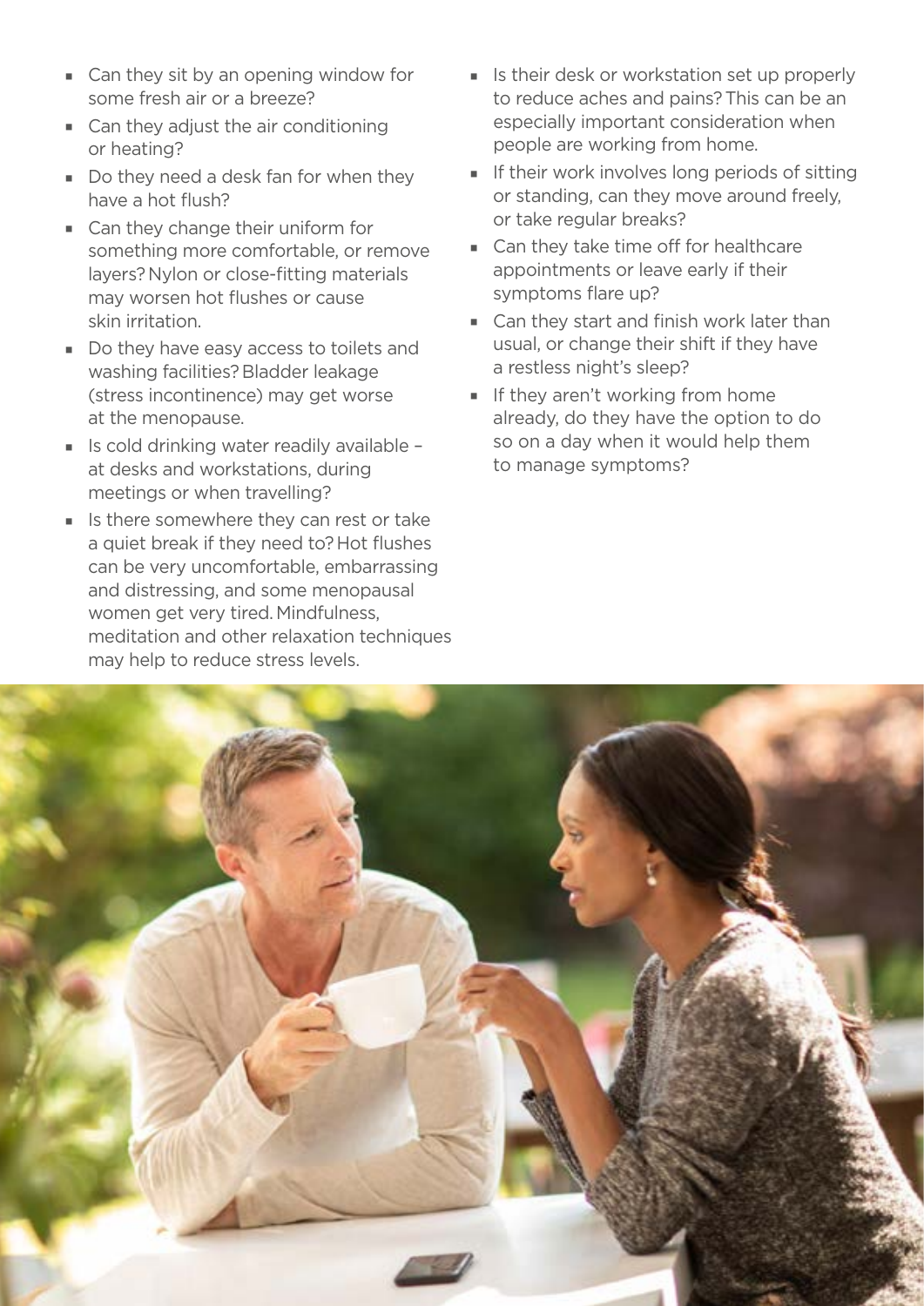- Can they sit by an opening window for some fresh air or a breeze?
- Can they adjust the air conditioning or heating?
- Do they need a desk fan for when they have a hot flush?
- Can they change their uniform for something more comfortable, or remove layers? Nylon or close-fitting materials may worsen hot flushes or cause skin irritation.
- Do they have easy access to toilets and washing facilities? Bladder leakage (stress incontinence) may get worse at the menopause.
- Is cold drinking water readily available – at desks and workstations, during meetings or when travelling?
- Is there somewhere they can rest or take a quiet break if they need to? Hot flushes can be very uncomfortable, embarrassing and distressing, and some menopausal women get very tired. Mindfulness, meditation and other relaxation techniques may help to reduce stress levels.
- Is their desk or workstation set up properly to reduce aches and pains? This can be an especially important consideration when people are working from home.
- If their work involves long periods of sitting or standing, can they move around freely, or take regular breaks?
- Can they take time off for healthcare appointments or leave early if their symptoms flare up?
- Can they start and finish work later than usual, or change their shift if they have a restless night's sleep?
- If they aren't working from home already, do they have the option to do so on a day when it would help them to manage symptoms?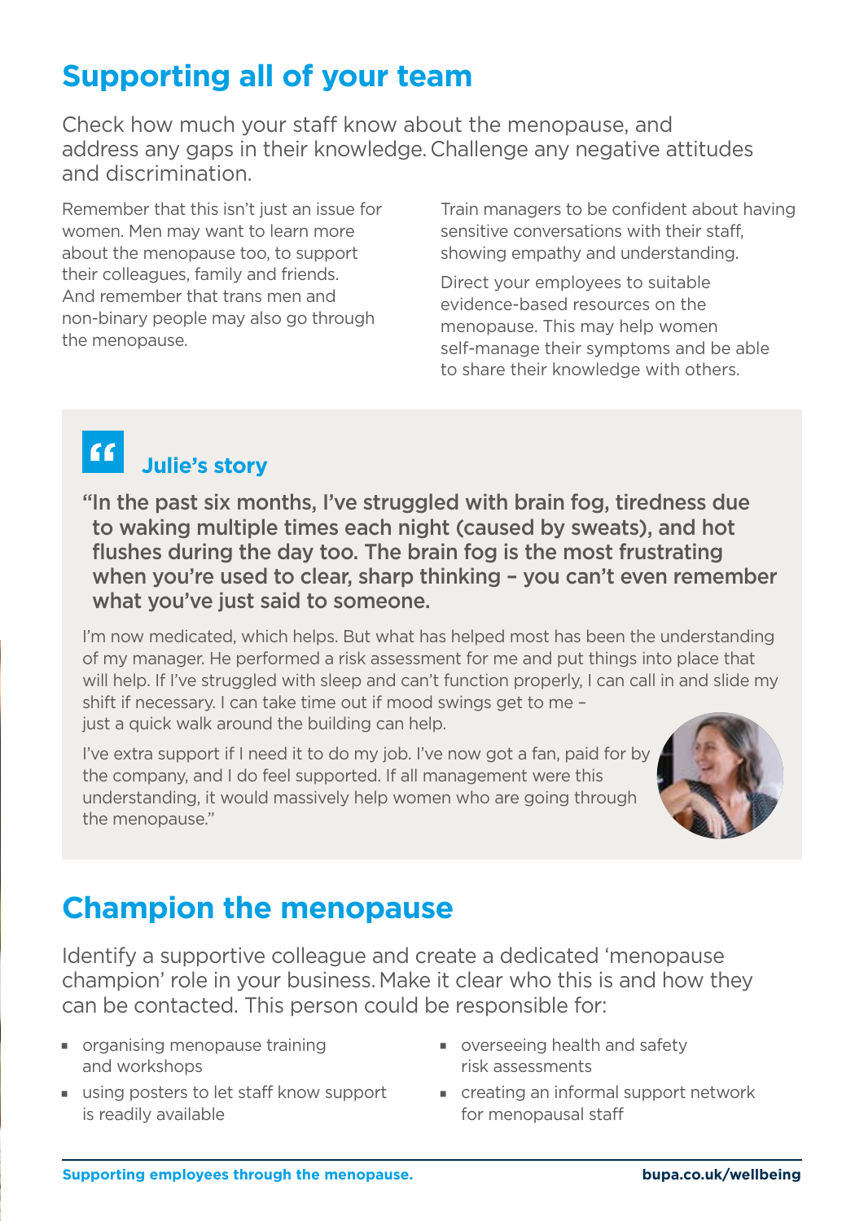## Supporting all of your team

Check how much your staff know about the menopause, and address any gaps in their knowledge. Challenge any negative attitudes and discrimination.

Remember that this isn't just an issue for women. Men may want to learn more about the menopause too, to support their colleagues, family and friends. And remember that trans men and non-binary people may also go through the menopause.

Train managers to be confident about having sensitive conversations with their staff, showing empathy and understanding.

Direct your employees to suitable evidence-based resources on the menopause. This may help women self-manage their symptoms and be able to share their knowledge with others.

### Julie's story

**"In the past six months, I've struggled with brain fog, tiredness due to waking multiple times each night (caused by sweats), and hot flushes during the day too. The brain fog is the most frustrating when you're used to clear, sharp thinking – you can't even remember what you've just said to someone.**

I'm now medicated, which helps. But what has helped most has been the understanding of my manager. He performed a risk assessment for me and put things into place that will help. If I've struggled with sleep and can't function properly, I can call in and slide my shift if necessary. I can take time out if mood swings get to me – just a quick walk around the building can help.

I've extra support if I need it to do my job. I've now got a fan, paid for by the company, and I do feel supported. If all management were this understanding, it would massively help women who are going through the menopause."

## Champion the menopause

Identify a supportive colleague and create a dedicated 'menopause champion' role in your business. Make it clear who this is and how they can be contacted. This person could be responsible for:

- organising menopause training and workshops
- using posters to let staff know support is readily available
- overseeing health and safety risk assessments
- creating an informal support network for menopausal staff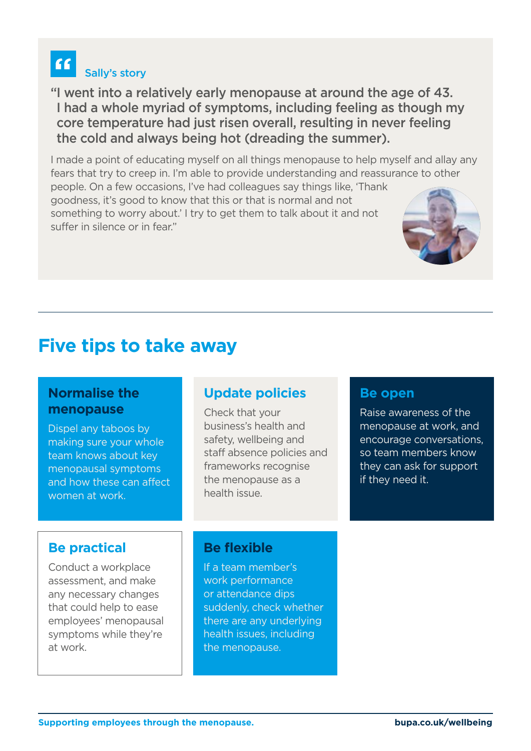Sally's story

**"I went into a relatively early menopause at around the age of 43. I had a whole myriad of symptoms, including feeling as though my core temperature had just risen overall, resulting in never feeling the cold and always being hot (dreading the summer).**

I made a point of educating myself on all things menopause to help myself and allay any fears that try to creep in. I'm able to provide understanding and reassurance to other people. On a few occasions, I've had colleagues say things like, 'Thank goodness, it's good to know that this or that is normal and not something to worry about.' I try to get them to talk about it and not suffer in silence or in fear."

---

## Five tips to take away

### Normalise the menopause

Dispel any taboos by making sure your whole team knows about key menopausal symptoms and how these can affect women at work.

### Update policies

Check that your business's health and safety, wellbeing and staff absence policies and frameworks recognise the menopause as a health issue.

### Be open

Raise awareness of the menopause at work, and encourage conversations, so team members know they can ask for support if they need it.

### Be practical

Conduct a workplace assessment, and make any necessary changes that could help to ease employees' menopausal symptoms while they're at work.

### Be flexible

If a team member's work performance or attendance dips suddenly, check whether there are any underlying health issues, including the menopause.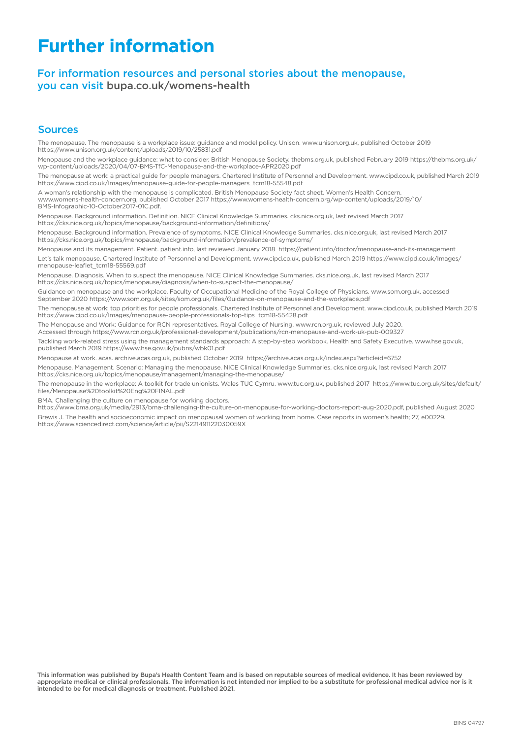# Further information

## For information resources and personal stories about the menopause, you can visit bupa.co.uk/womens-health

## Sources

The menopause. The menopause is a workplace issue: guidance and model policy. Unison. www.unison.org.uk, published October 2019 https://www.unison.org.uk/content/uploads/2019/10/25831.pdf

Menopause and the workplace guidance: what to consider. British Menopause Society. thebms.org.uk, published February 2019 https://thebms.org.uk/wp-content/uploads/2020/04/07-BMS-TfC-Menopause-and-the-workplace-APR2020.pdf

The menopause at work: a practical guide for people managers. Chartered Institute of Personnel and Development. www.cipd.co.uk, published March 2019 https://www.cipd.co.uk/Images/menopause-guide-for-people-managers_tcm18-55548.pdf

A woman's relationship with the menopause is complicated. British Menopause Society fact sheet. Women's Health Concern. www.womens-health-concern.org, published October 2017 https://www.womens-health-concern.org/wp-content/uploads/2019/10/BMS-Infographic-10-October2017-01C.pdf.

Menopause. Background information. Definition. NICE Clinical Knowledge Summaries. cks.nice.org.uk, last revised March 2017 https://cks.nice.org.uk/topics/menopause/background-information/definitions/

Menopause. Background information. Prevalence of symptoms. NICE Clinical Knowledge Summaries. cks.nice.org.uk, last revised March 2017 https://cks.nice.org.uk/topics/menopause/background-information/prevalence-of-symptoms/

Menopause and its management. Patient. patient.info, last reviewed January 2018 https://patient.info/doctor/menopause-and-its-management

Let's talk menopause. Chartered Institute of Personnel and Development. www.cipd.co.uk, published March 2019 https://www.cipd.co.uk/Images/menopause-leaflet_tcm18-55569.pdf

Menopause. Diagnosis. When to suspect the menopause. NICE Clinical Knowledge Summaries. cks.nice.org.uk, last revised March 2017 https://cks.nice.org.uk/topics/menopause/diagnosis/when-to-suspect-the-menopause/

Guidance on menopause and the workplace. Faculty of Occupational Medicine of the Royal College of Physicians. www.som.org.uk, accessed September 2020 https://www.som.org.uk/sites/som.org.uk/files/Guidance-on-menopause-and-the-workplace.pdf

The menopause at work: top priorities for people professionals. Chartered Institute of Personnel and Development. www.cipd.co.uk, published March 2019 https://www.cipd.co.uk/Images/menopause-people-professionals-top-tips_tcm18-55428.pdf

The Menopause and Work: Guidance for RCN representatives. Royal College of Nursing. www.rcn.org.uk, reviewed July 2020. Accessed through https://www.rcn.org.uk/professional-development/publications/rcn-menopause-and-work-uk-pub-009327

Tackling work-related stress using the management standards approach: A step-by-step workbook. Health and Safety Executive. www.hse.gov.uk, published March 2019 https://www.hse.gov.uk/pubns/wbk01.pdf

Menopause at work. acas. archive.acas.org.uk, published October 2019 https://archive.acas.org.uk/index.aspx?articleid=6752

Menopause. Management. Scenario: Managing the menopause. NICE Clinical Knowledge Summaries. cks.nice.org.uk, last revised March 2017 https://cks.nice.org.uk/topics/menopause/management/managing-the-menopause/

The menopause in the workplace: A toolkit for trade unionists. Wales TUC Cymru. www.tuc.org.uk, published 2017 https://www.tuc.org.uk/sites/default/files/Menopause%20toolkit%20Eng%20FINAL.pdf

BMA. Challenging the culture on menopause for working doctors. https://www.bma.org.uk/media/2913/bma-challenging-the-culture-on-menopause-for-working-doctors-report-aug-2020.pdf, published August 2020

Brewis J. The health and socioeconomic impact on menopausal women of working from home. Case reports in women's health; 27, e00229. https://www.sciencedirect.com/science/article/pii/S221491122030059X

**This information was published by Bupa's Health Content Team and is based on reputable sources of medical evidence. It has been reviewed by appropriate medical or clinical professionals. The information is not intended nor implied to be a substitute for professional medical advice nor is it intended to be for medical diagnosis or treatment. Published 2021.**

BINS 04797